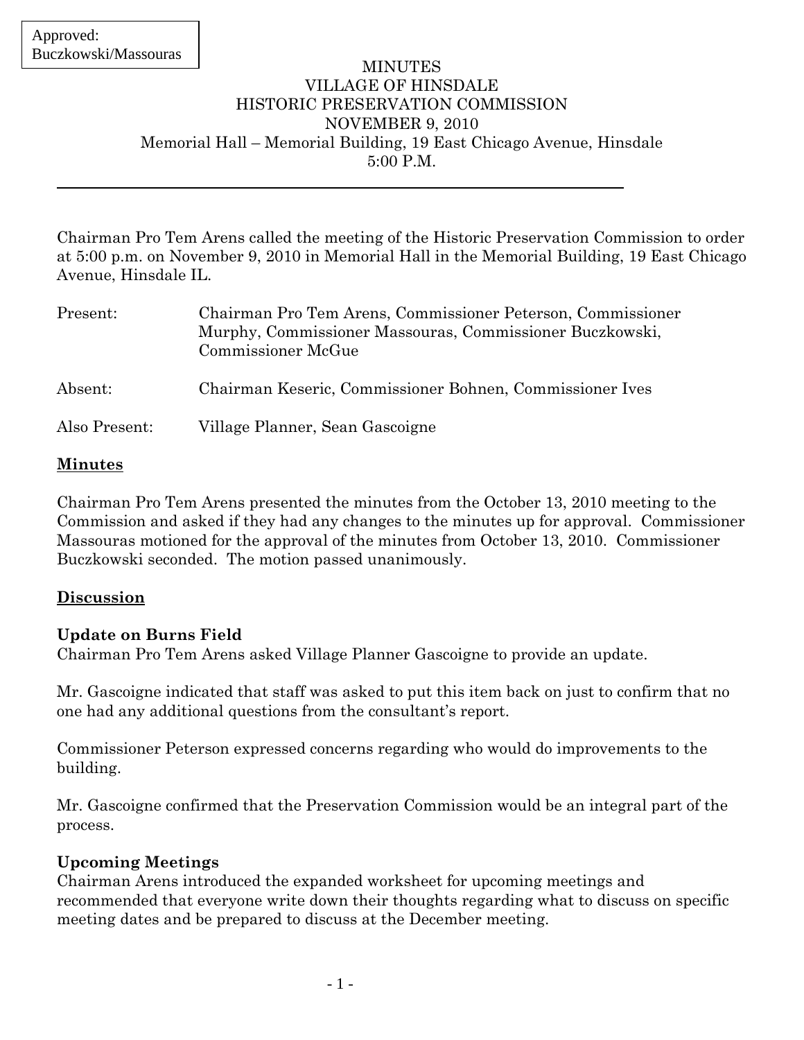Approved:
Buczkowski/Massouras

# MINUTES
# VILLAGE OF HINSDALE
# HISTORIC PRESERVATION COMMISSION
# NOVEMBER 9, 2010

Memorial Hall – Memorial Building, 19 East Chicago Avenue, Hinsdale
5:00 P.M.

---

Chairman Pro Tem Arens called the meeting of the Historic Preservation Commission to order at 5:00 p.m. on November 9, 2010 in Memorial Hall in the Memorial Building, 19 East Chicago Avenue, Hinsdale IL.

| | |
|---|---|
| Present: | Chairman Pro Tem Arens, Commissioner Peterson, Commissioner Murphy, Commissioner Massouras, Commissioner Buczkowski, Commissioner McGue |
| Absent: | Chairman Keseric, Commissioner Bohnen, Commissioner Ives |
| Also Present: | Village Planner, Sean Gascoigne |

## Minutes

Chairman Pro Tem Arens presented the minutes from the October 13, 2010 meeting to the Commission and asked if they had any changes to the minutes up for approval. Commissioner Massouras motioned for the approval of the minutes from October 13, 2010. Commissioner Buczkowski seconded. The motion passed unanimously.

## Discussion

### Update on Burns Field

Chairman Pro Tem Arens asked Village Planner Gascoigne to provide an update.

Mr. Gascoigne indicated that staff was asked to put this item back on just to confirm that no one had any additional questions from the consultant's report.

Commissioner Peterson expressed concerns regarding who would do improvements to the building.

Mr. Gascoigne confirmed that the Preservation Commission would be an integral part of the process.

### Upcoming Meetings

Chairman Arens introduced the expanded worksheet for upcoming meetings and recommended that everyone write down their thoughts regarding what to discuss on specific meeting dates and be prepared to discuss at the December meeting.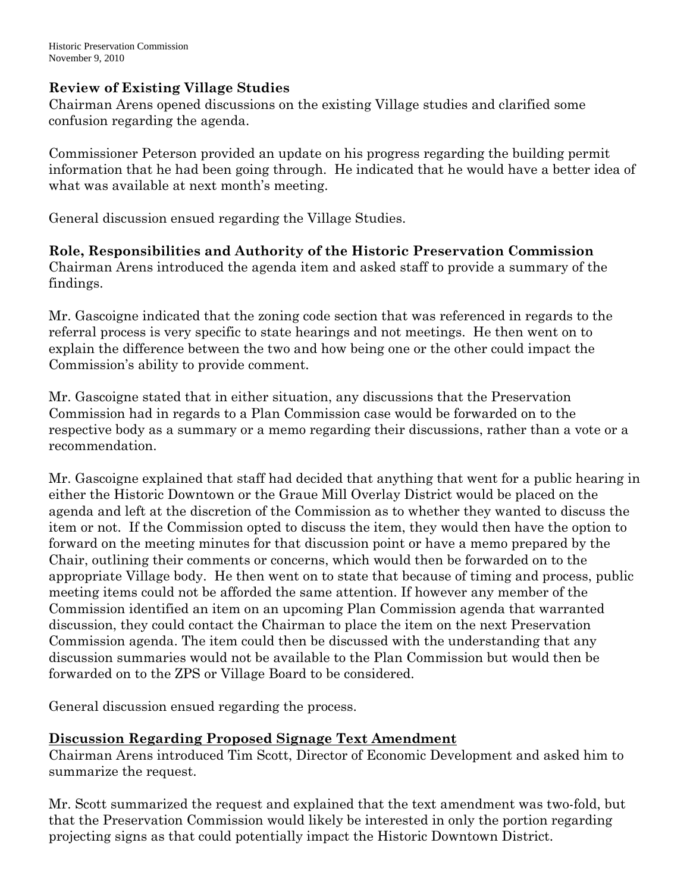## Review of Existing Village Studies

Chairman Arens opened discussions on the existing Village studies and clarified some confusion regarding the agenda.

Commissioner Peterson provided an update on his progress regarding the building permit information that he had been going through. He indicated that he would have a better idea of what was available at next month's meeting.

General discussion ensued regarding the Village Studies.

## Role, Responsibilities and Authority of the Historic Preservation Commission

Chairman Arens introduced the agenda item and asked staff to provide a summary of the findings.

Mr. Gascoigne indicated that the zoning code section that was referenced in regards to the referral process is very specific to state hearings and not meetings. He then went on to explain the difference between the two and how being one or the other could impact the Commission's ability to provide comment.

Mr. Gascoigne stated that in either situation, any discussions that the Preservation Commission had in regards to a Plan Commission case would be forwarded on to the respective body as a summary or a memo regarding their discussions, rather than a vote or a recommendation.

Mr. Gascoigne explained that staff had decided that anything that went for a public hearing in either the Historic Downtown or the Graue Mill Overlay District would be placed on the agenda and left at the discretion of the Commission as to whether they wanted to discuss the item or not. If the Commission opted to discuss the item, they would then have the option to forward on the meeting minutes for that discussion point or have a memo prepared by the Chair, outlining their comments or concerns, which would then be forwarded on to the appropriate Village body. He then went on to state that because of timing and process, public meeting items could not be afforded the same attention. If however any member of the Commission identified an item on an upcoming Plan Commission agenda that warranted discussion, they could contact the Chairman to place the item on the next Preservation Commission agenda. The item could then be discussed with the understanding that any discussion summaries would not be available to the Plan Commission but would then be forwarded on to the ZPS or Village Board to be considered.

General discussion ensued regarding the process.

## <u>Discussion Regarding Proposed Signage Text Amendment</u>

Chairman Arens introduced Tim Scott, Director of Economic Development and asked him to summarize the request.

Mr. Scott summarized the request and explained that the text amendment was two-fold, but that the Preservation Commission would likely be interested in only the portion regarding projecting signs as that could potentially impact the Historic Downtown District.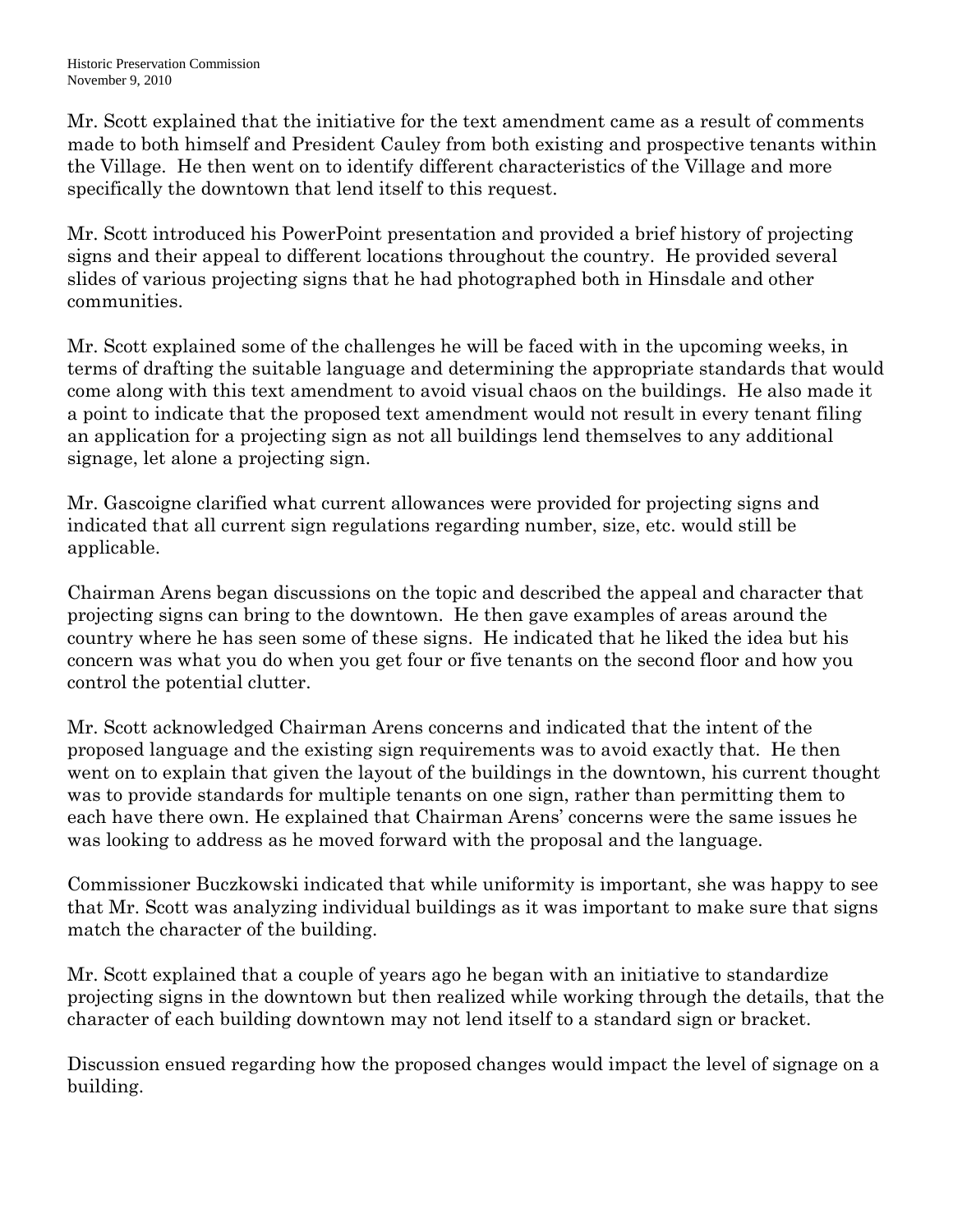Mr. Scott explained that the initiative for the text amendment came as a result of comments made to both himself and President Cauley from both existing and prospective tenants within the Village. He then went on to identify different characteristics of the Village and more specifically the downtown that lend itself to this request.

Mr. Scott introduced his PowerPoint presentation and provided a brief history of projecting signs and their appeal to different locations throughout the country. He provided several slides of various projecting signs that he had photographed both in Hinsdale and other communities.

Mr. Scott explained some of the challenges he will be faced with in the upcoming weeks, in terms of drafting the suitable language and determining the appropriate standards that would come along with this text amendment to avoid visual chaos on the buildings. He also made it a point to indicate that the proposed text amendment would not result in every tenant filing an application for a projecting sign as not all buildings lend themselves to any additional signage, let alone a projecting sign.

Mr. Gascoigne clarified what current allowances were provided for projecting signs and indicated that all current sign regulations regarding number, size, etc. would still be applicable.

Chairman Arens began discussions on the topic and described the appeal and character that projecting signs can bring to the downtown. He then gave examples of areas around the country where he has seen some of these signs. He indicated that he liked the idea but his concern was what you do when you get four or five tenants on the second floor and how you control the potential clutter.

Mr. Scott acknowledged Chairman Arens concerns and indicated that the intent of the proposed language and the existing sign requirements was to avoid exactly that. He then went on to explain that given the layout of the buildings in the downtown, his current thought was to provide standards for multiple tenants on one sign, rather than permitting them to each have there own. He explained that Chairman Arens' concerns were the same issues he was looking to address as he moved forward with the proposal and the language.

Commissioner Buczkowski indicated that while uniformity is important, she was happy to see that Mr. Scott was analyzing individual buildings as it was important to make sure that signs match the character of the building.

Mr. Scott explained that a couple of years ago he began with an initiative to standardize projecting signs in the downtown but then realized while working through the details, that the character of each building downtown may not lend itself to a standard sign or bracket.

Discussion ensued regarding how the proposed changes would impact the level of signage on a building.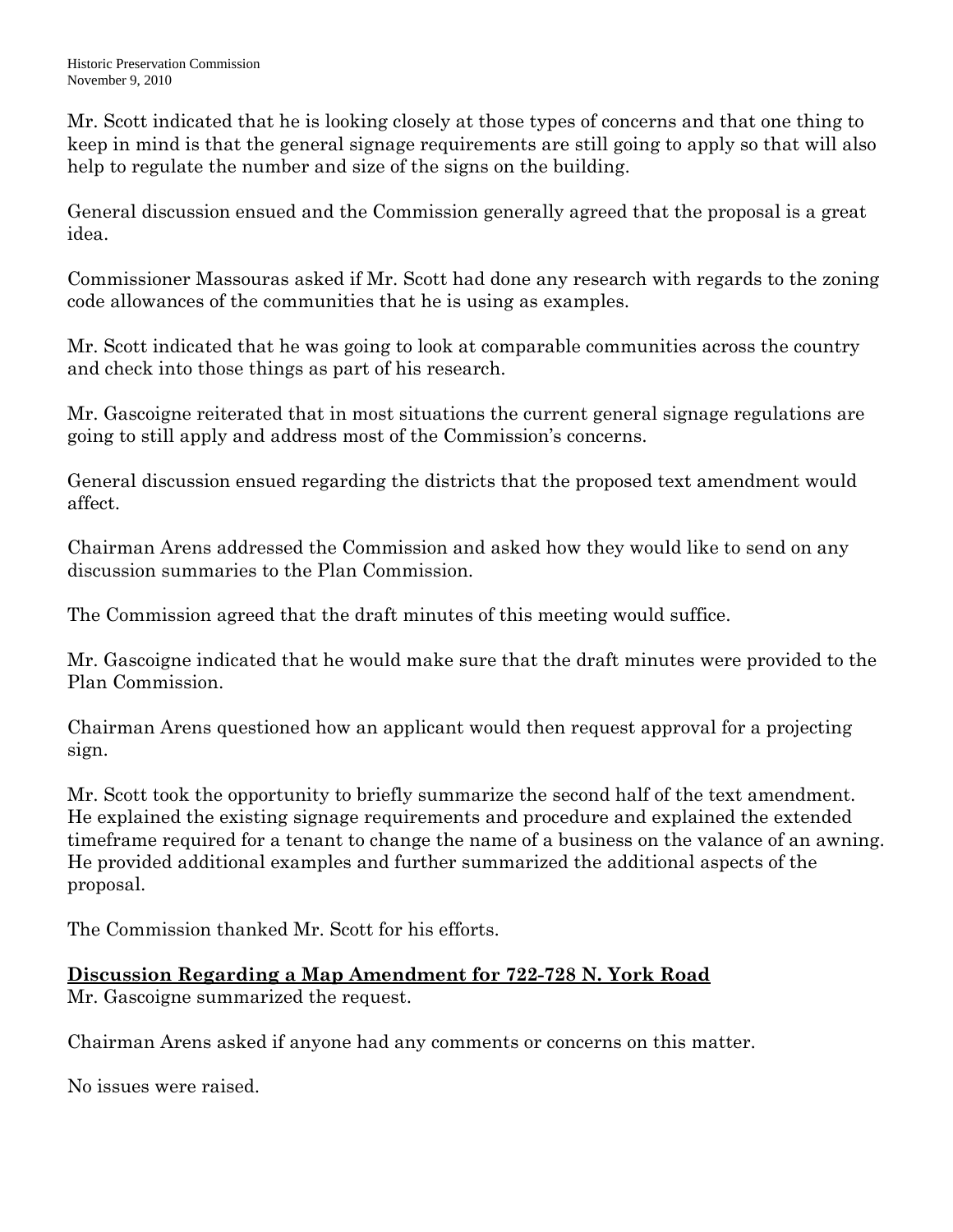Mr. Scott indicated that he is looking closely at those types of concerns and that one thing to keep in mind is that the general signage requirements are still going to apply so that will also help to regulate the number and size of the signs on the building.

General discussion ensued and the Commission generally agreed that the proposal is a great idea.

Commissioner Massouras asked if Mr. Scott had done any research with regards to the zoning code allowances of the communities that he is using as examples.

Mr. Scott indicated that he was going to look at comparable communities across the country and check into those things as part of his research.

Mr. Gascoigne reiterated that in most situations the current general signage regulations are going to still apply and address most of the Commission's concerns.

General discussion ensued regarding the districts that the proposed text amendment would affect.

Chairman Arens addressed the Commission and asked how they would like to send on any discussion summaries to the Plan Commission.

The Commission agreed that the draft minutes of this meeting would suffice.

Mr. Gascoigne indicated that he would make sure that the draft minutes were provided to the Plan Commission.

Chairman Arens questioned how an applicant would then request approval for a projecting sign.

Mr. Scott took the opportunity to briefly summarize the second half of the text amendment. He explained the existing signage requirements and procedure and explained the extended timeframe required for a tenant to change the name of a business on the valance of an awning. He provided additional examples and further summarized the additional aspects of the proposal.

The Commission thanked Mr. Scott for his efforts.

**Discussion Regarding a Map Amendment for 722-728 N. York Road**

Mr. Gascoigne summarized the request.

Chairman Arens asked if anyone had any comments or concerns on this matter.

No issues were raised.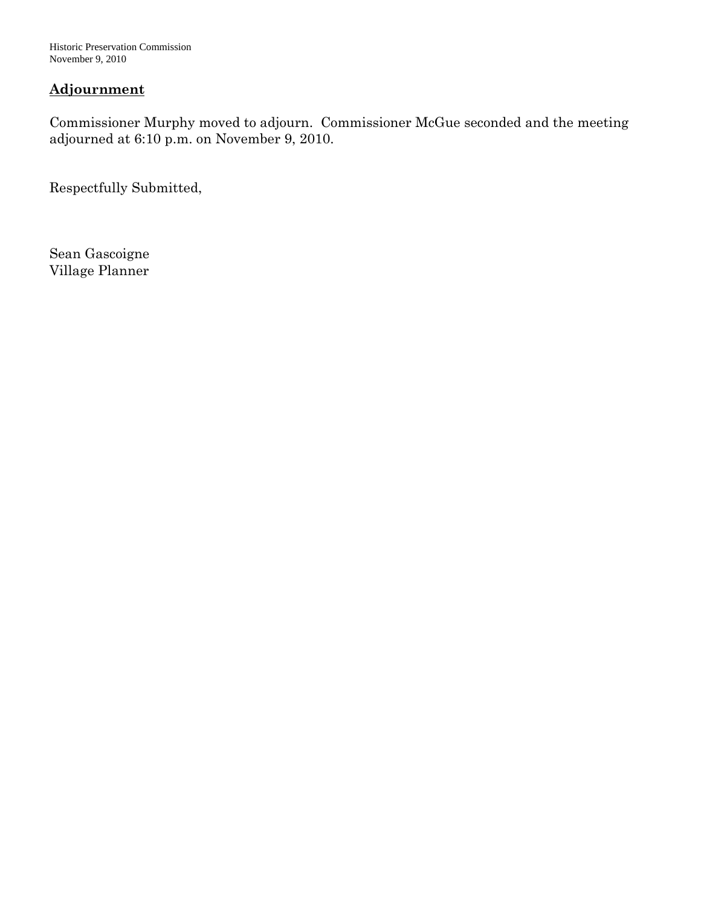## Adjournment

Commissioner Murphy moved to adjourn. Commissioner McGue seconded and the meeting adjourned at 6:10 p.m. on November 9, 2010.

Respectfully Submitted,

Sean Gascoigne
Village Planner